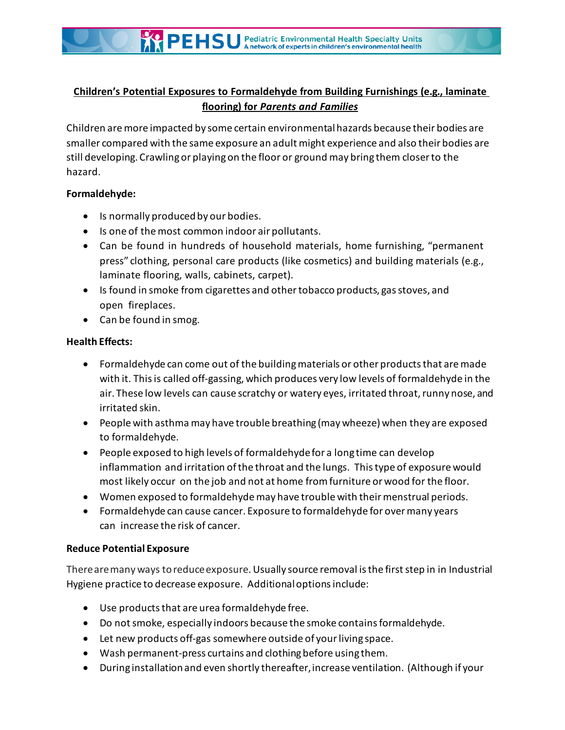**Children's Potential Exposures to Formaldehyde from Building Furnishings (e.g., laminate flooring) for *Parents and Families***

Children are more impacted by some certain environmental hazards because their bodies are smaller compared with the same exposure an adult might experience and also their bodies are still developing. Crawling or playing on the floor or ground may bring them closer to the hazard.

**Formaldehyde:**

- Is normally produced by our bodies.
- Is one of the most common indoor air pollutants.
- Can be found in hundreds of household materials, home furnishing, "permanent press" clothing, personal care products (like cosmetics) and building materials (e.g., laminate flooring, walls, cabinets, carpet).
- Is found in smoke from cigarettes and other tobacco products, gas stoves, and open fireplaces.
- Can be found in smog.

**Health Effects:**

- Formaldehyde can come out of the building materials or other products that are made with it. This is called off-gassing, which produces very low levels of formaldehyde in the air. These low levels can cause scratchy or watery eyes, irritated throat, runny nose, and irritated skin.
- People with asthma may have trouble breathing (may wheeze) when they are exposed to formaldehyde.
- People exposed to high levels of formaldehyde for a long time can develop inflammation and irritation of the throat and the lungs. This type of exposure would most likely occur on the job and not at home from furniture or wood for the floor.
- Women exposed to formaldehyde may have trouble with their menstrual periods.
- Formaldehyde can cause cancer. Exposure to formaldehyde for over many years can increase the risk of cancer.

**Reduce Potential Exposure**

There are many ways to reduce exposure. Usually source removal is the first step in in Industrial Hygiene practice to decrease exposure. Additional options include:

- Use products that are urea formaldehyde free.
- Do not smoke, especially indoors because the smoke contains formaldehyde.
- Let new products off-gas somewhere outside of your living space.
- Wash permanent-press curtains and clothing before using them.
- During installation and even shortly thereafter, increase ventilation. (Although if your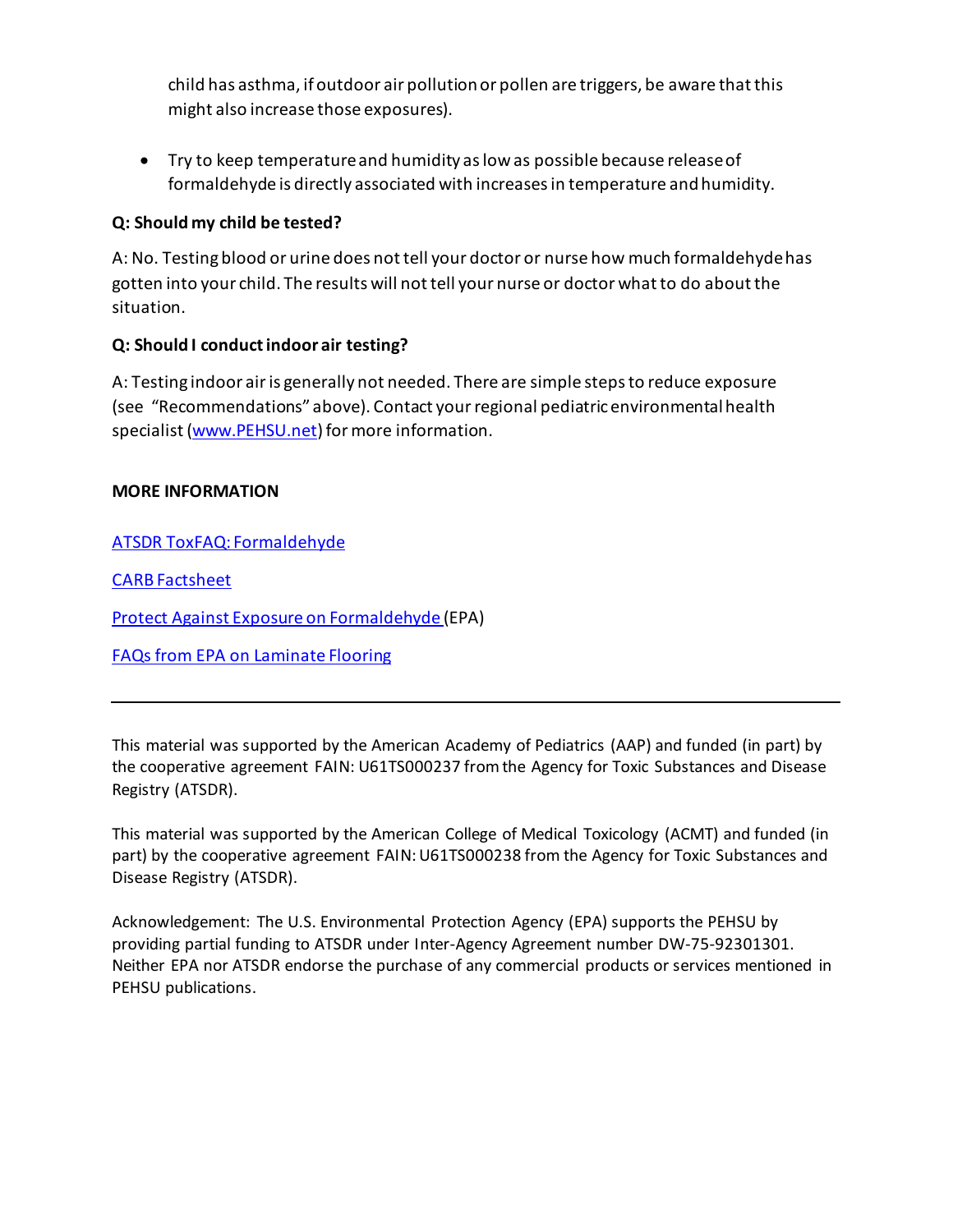child has asthma, if outdoor air pollution or pollen are triggers, be aware that this might also increase those exposures).

- Try to keep temperature and humidity as low as possible because release of formaldehyde is directly associated with increases in temperature and humidity.

**Q: Should my child be tested?**

A: No. Testing blood or urine does not tell your doctor or nurse how much formaldehyde has gotten into your child. The results will not tell your nurse or doctor what to do about the situation.

**Q: Should I conduct indoor air testing?**

A: Testing indoor air is generally not needed. There are simple steps to reduce exposure (see "Recommendations" above). Contact your regional pediatric environmental health specialist ([www.PEHSU.net](www.PEHSU.net)) for more information.

**MORE INFORMATION**

ATSDR ToxFAQ: Formaldehyde

CARB Factsheet

Protect Against Exposure on Formaldehyde (EPA)

FAQs from EPA on Laminate Flooring

---

This material was supported by the American Academy of Pediatrics (AAP) and funded (in part) by the cooperative agreement FAIN: U61TS000237 from the Agency for Toxic Substances and Disease Registry (ATSDR).

This material was supported by the American College of Medical Toxicology (ACMT) and funded (in part) by the cooperative agreement FAIN: U61TS000238 from the Agency for Toxic Substances and Disease Registry (ATSDR).

Acknowledgement: The U.S. Environmental Protection Agency (EPA) supports the PEHSU by providing partial funding to ATSDR under Inter-Agency Agreement number DW-75-92301301. Neither EPA nor ATSDR endorse the purchase of any commercial products or services mentioned in PEHSU publications.